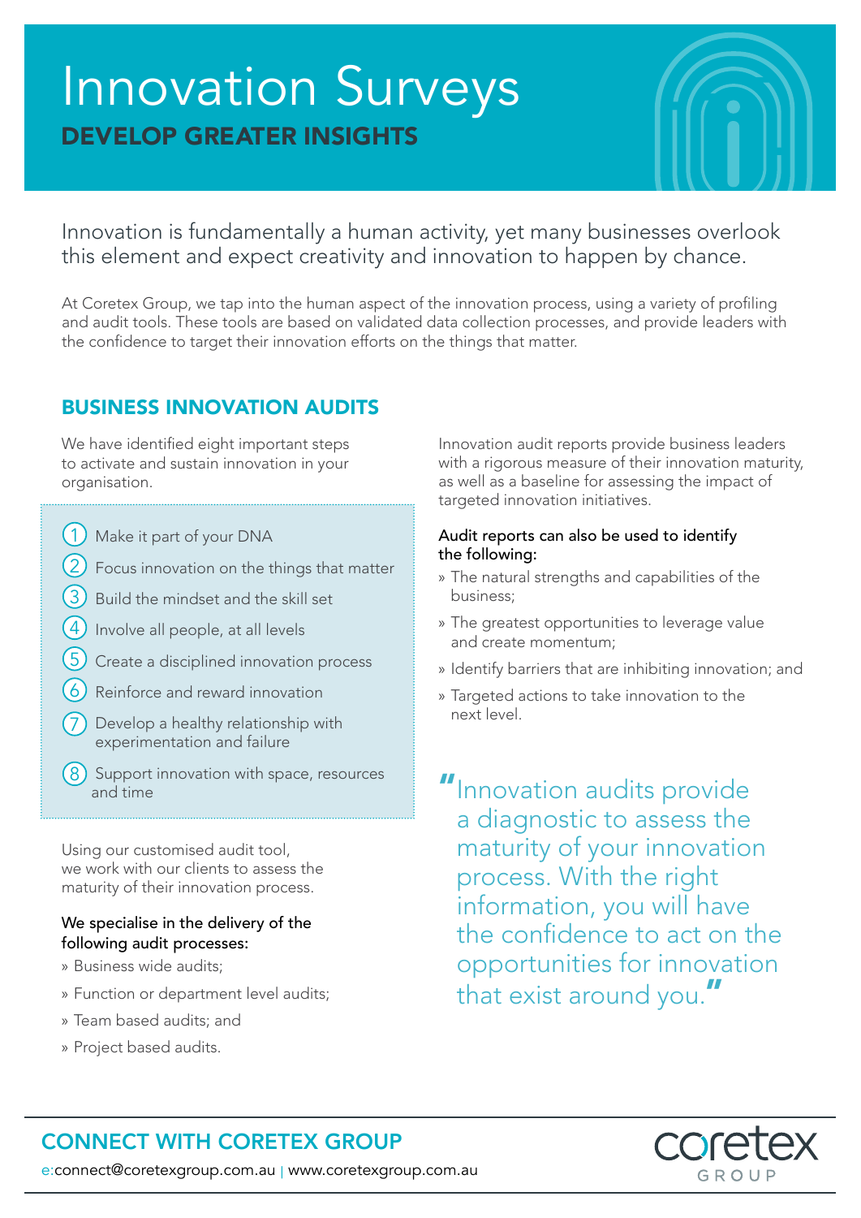# Innovation Surveys

## DEVELOP GREATER INSIGHTS

Innovation is fundamentally a human activity, yet many businesses overlook this element and expect creativity and innovation to happen by chance.

At Coretex Group, we tap into the human aspect of the innovation process, using a variety of profiling and audit tools. These tools are based on validated data collection processes, and provide leaders with the confidence to target their innovation efforts on the things that matter.

## BUSINESS INNOVATION AUDITS

We have identified eight important steps to activate and sustain innovation in your organisation.

1. Make it part of your DNA
2. Focus innovation on the things that matter
3. Build the mindset and the skill set
4. Involve all people, at all levels
5. Create a disciplined innovation process
6. Reinforce and reward innovation
7. Develop a healthy relationship with experimentation and failure
8. Support innovation with space, resources and time

Using our customised audit tool, we work with our clients to assess the maturity of their innovation process.

We specialise in the delivery of the following audit processes:

- Business wide audits;
- Function or department level audits;
- Team based audits; and
- Project based audits.

Innovation audit reports provide business leaders with a rigorous measure of their innovation maturity, as well as a baseline for assessing the impact of targeted innovation initiatives.

Audit reports can also be used to identify the following:

- The natural strengths and capabilities of the business;
- The greatest opportunities to leverage value and create momentum;
- Identify barriers that are inhibiting innovation; and
- Targeted actions to take innovation to the next level.

> "Innovation audits provide a diagnostic to assess the maturity of your innovation process. With the right information, you will have the confidence to act on the opportunities for innovation that exist around you."

## CONNECT WITH CORETEX GROUP

e:connect@coretexgroup.com.au | www.coretexgroup.com.au

coretex GROUP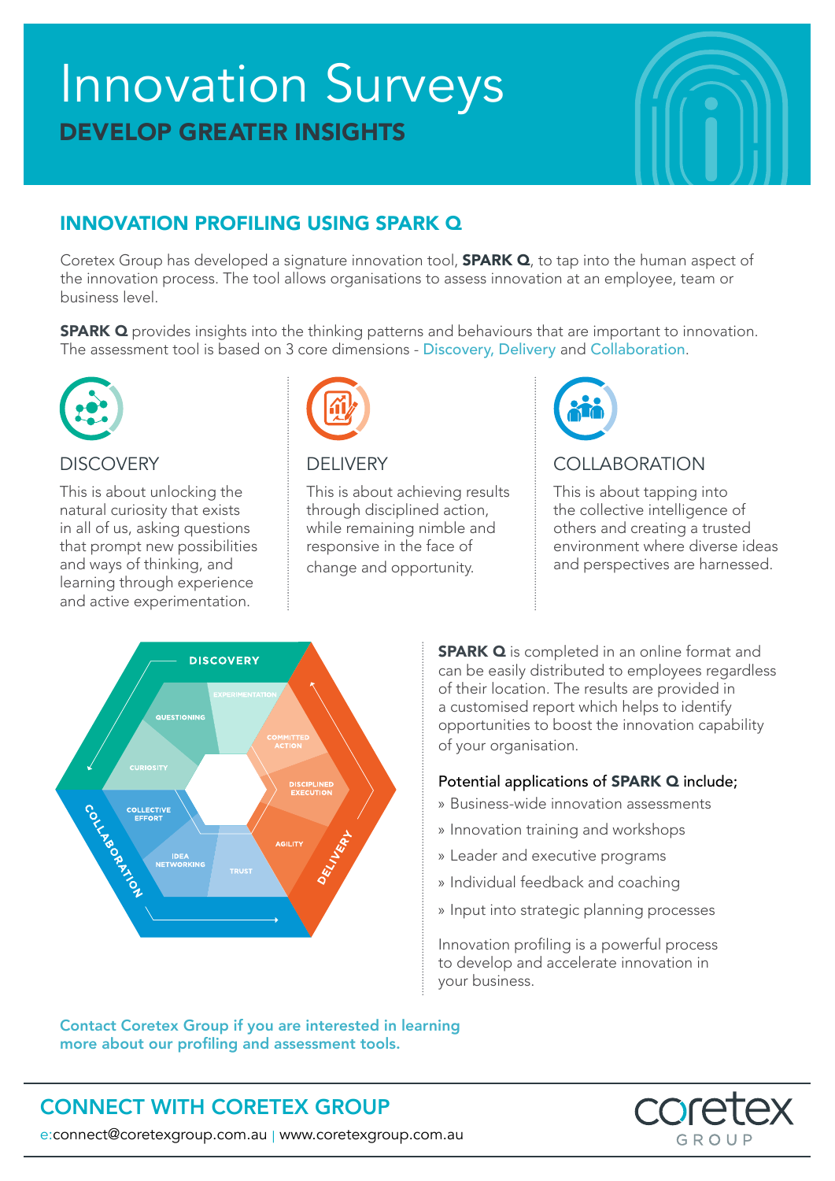# Innovation Surveys

## DEVELOP GREATER INSIGHTS

## INNOVATION PROFILING USING SPARK Q

Coretex Group has developed a signature innovation tool, **SPARK Q**, to tap into the human aspect of the innovation process. The tool allows organisations to assess innovation at an employee, team or business level.

**SPARK Q** provides insights into the thinking patterns and behaviours that are important to innovation. The assessment tool is based on 3 core dimensions - Discovery, Delivery and Collaboration.

### DISCOVERY

This is about unlocking the natural curiosity that exists in all of us, asking questions that prompt new possibilities and ways of thinking, and learning through experience and active experimentation.

### DELIVERY

This is about achieving results through disciplined action, while remaining nimble and responsive in the face of change and opportunity.

### COLLABORATION

This is about tapping into the collective intelligence of others and creating a trusted environment where diverse ideas and perspectives are harnessed.

DISCOVERY
EXPERIMENTATION
QUESTIONING
CURIOSITY
COMMITTED ACTION
DISCIPLINED EXECUTION
AGILITY
DELIVERY
COLLECTIVE EFFORT
IDEA NETWORKING
TRUST
COLLABORATION

**SPARK Q** is completed in an online format and can be easily distributed to employees regardless of their location. The results are provided in a customised report which helps to identify opportunities to boost the innovation capability of your organisation.

Potential applications of **SPARK Q** include;

- Business-wide innovation assessments
- Innovation training and workshops
- Leader and executive programs
- Individual feedback and coaching
- Input into strategic planning processes

Innovation profiling is a powerful process to develop and accelerate innovation in your business.

**Contact Coretex Group if you are interested in learning more about our profiling and assessment tools.**

## CONNECT WITH CORETEX GROUP

e:connect@coretexgroup.com.au | www.coretexgroup.com.au

coretex GROUP